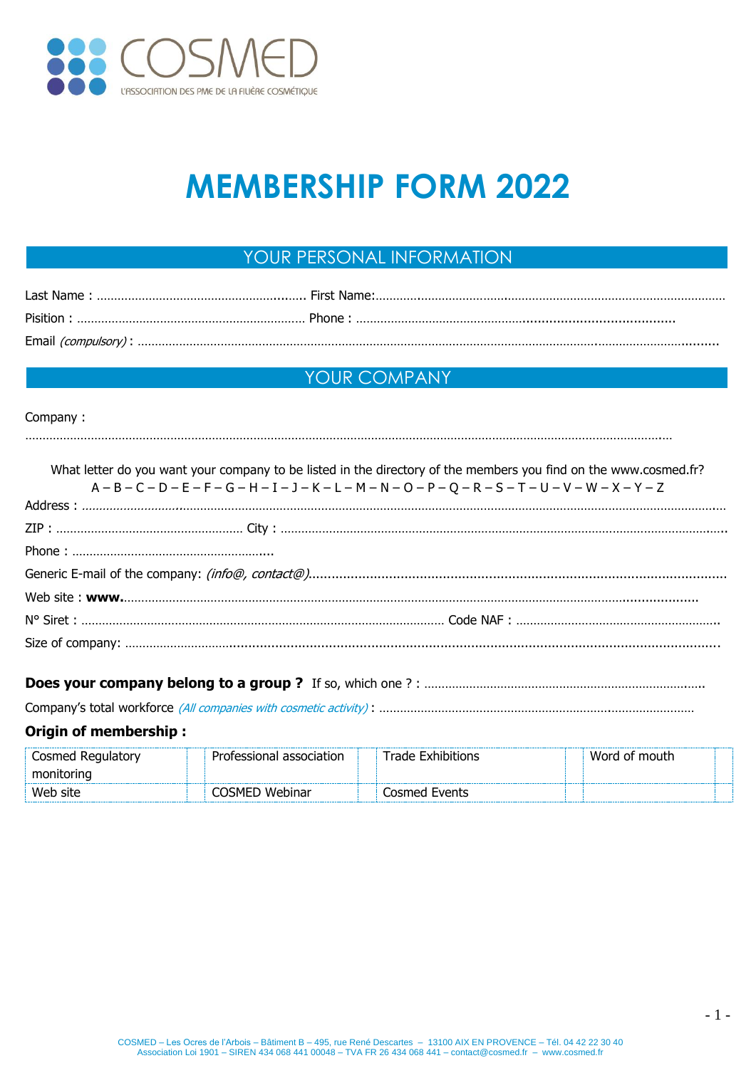COSMED

L'ASSOCIATION DES PME DE LA FILIÈRE COSMÉTIQUE

# MEMBERSHIP FORM 2022

## YOUR PERSONAL INFORMATION

Last Name : ………………………………………………….. First Name:…………………………………………………………………………………

Pisition : ……………………………………………………… Phone : …………………………………………………………………

Email *(compulsory)* : ……………………………………………………………………………………………………………………………………

## YOUR COMPANY

Company :

……………………………………………………………………………………………………………………………………………………………

What letter do you want your company to be listed in the directory of the members you find on the www.cosmed.fr?

A – B – C – D – E – F – G – H – I – J – K – L – M – N – O – P – Q – R – S – T – U – V – W – X – Y – Z

Address : ……………………………………………………………………………………………………………………………………………………

ZIP : ……………………………………………… City : ………………………………………………………………………………………………

Phone : …………………………………………………

Generic E-mail of the company: *(info@, contact@)*……………………………………………………………………………………

Web site : **www.**……………………………………………………………………………………………………………………

N° Siret : ……………………………………………………………………………………… Code NAF : ……………………………………………

Size of company: ……………………………………………………………………………………………………………………………………

**Does your company belong to a group ?** If so, which one ? : ………………………………………………………………………

Company's total workforce *(All companies with cosmetic activity)* : ………………………………………………………………………

**Origin of membership :**

| Cosmed Regulatory monitoring | | Professional association | | Trade Exhibitions | | Word of mouth | |
|---|---|---|---|---|---|---|---|
| Web site | | COSMED Webinar | | Cosmed Events | | | |

COSMED – Les Ocres de l'Arbois – Bâtiment B – 495, rue René Descartes – 13100 AIX EN PROVENCE – Tél. 04 42 22 30 40
Association Loi 1901 – SIREN 434 068 441 00048 – TVA FR 26 434 068 441 – contact@cosmed.fr – www.cosmed.fr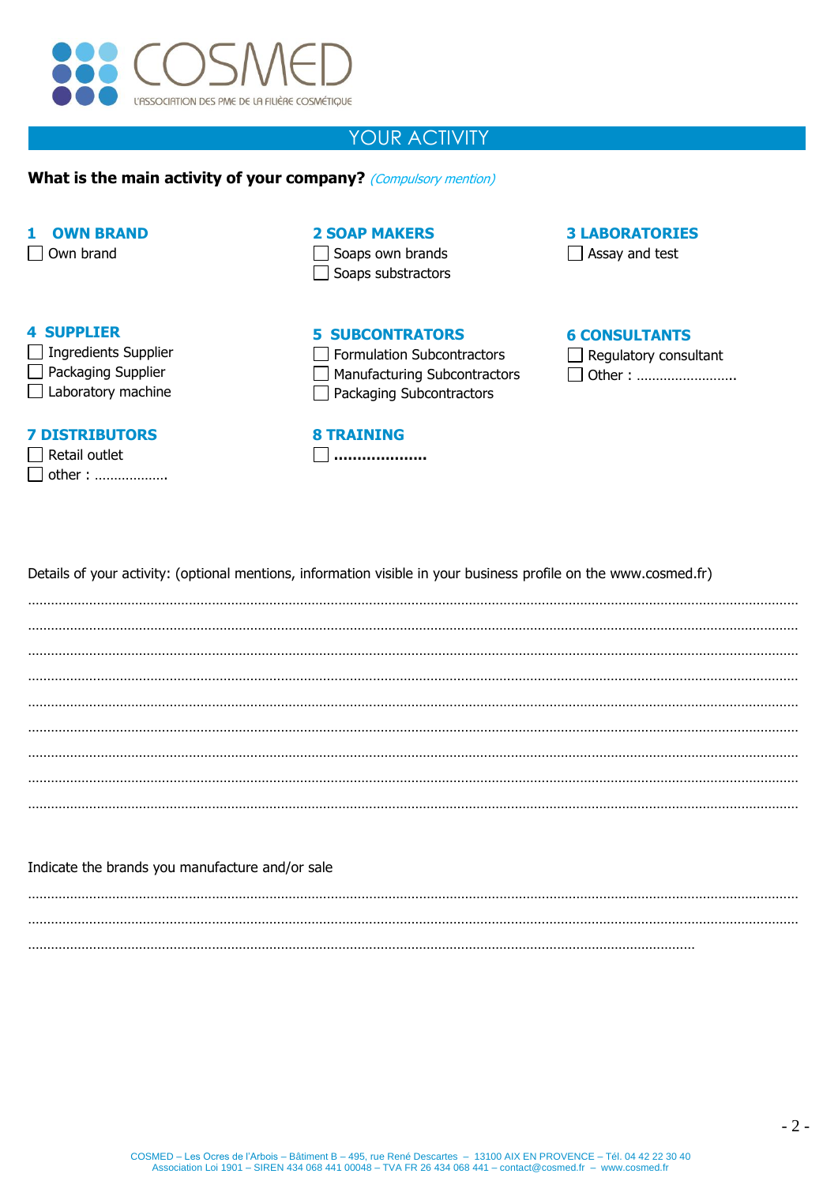COSMED

L'ASSOCIATION DES PME DE LA FILIÈRE COSMÉTIQUE

## YOUR ACTIVITY

**What is the main activity of your company?** *(Compulsory mention)*

### 1 OWN BRAND
- ☐ Own brand

### 2 SOAP MAKERS
- ☐ Soaps own brands
- ☐ Soaps substractors

### 3 LABORATORIES
- ☐ Assay and test

### 4 SUPPLIER
- ☐ Ingredients Supplier
- ☐ Packaging Supplier
- ☐ Laboratory machine

### 5 SUBCONTRATORS
- ☐ Formulation Subcontractors
- ☐ Manufacturing Subcontractors
- ☐ Packaging Subcontractors

### 6 CONSULTANTS
- ☐ Regulatory consultant
- ☐ Other : ……………………..

### 7 DISTRIBUTORS
- ☐ Retail outlet
- ☐ other : ………………

### 8 TRAINING
- ☐ **………………..**

Details of your activity: (optional mentions, information visible in your business profile on the www.cosmed.fr)

……………………………………………………………………………………………………………………………………………………

……………………………………………………………………………………………………………………………………………………

……………………………………………………………………………………………………………………………………………………

……………………………………………………………………………………………………………………………………………………

……………………………………………………………………………………………………………………………………………………

……………………………………………………………………………………………………………………………………………………

……………………………………………………………………………………………………………………………………………………

……………………………………………………………………………………………………………………………………………………

……………………………………………………………………………………………………………………………………………………

Indicate the brands you manufacture and/or sale

……………………………………………………………………………………………………………………………………………………

……………………………………………………………………………………………………………………………………………………

………………………………………………………………………………………………………………………………………

COSMED – Les Ocres de l'Arbois – Bâtiment B – 495, rue René Descartes – 13100 AIX EN PROVENCE – Tél. 04 42 22 30 40
Association Loi 1901 – SIREN 434 068 441 00048 – TVA FR 26 434 068 441 – contact@cosmed.fr – www.cosmed.fr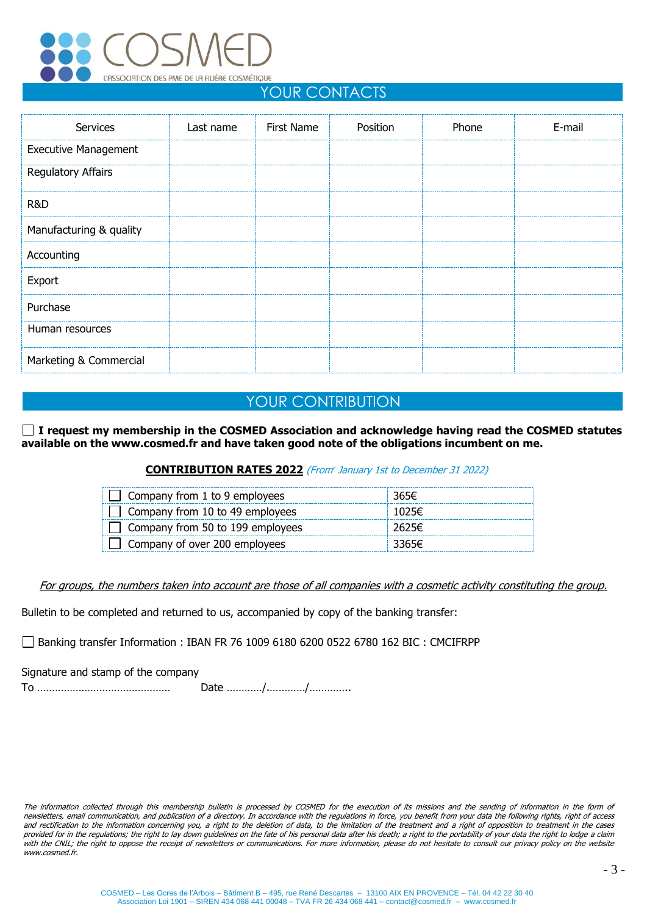COSMED

L'ASSOCIATION DES PME DE LA FILIÈRE COSMÉTIQUE

## YOUR CONTACTS

| Services | Last name | First Name | Position | Phone | E-mail |
|---|---|---|---|---|---|
| Executive Management | | | | | |
| Regulatory Affairs | | | | | |
| R&D | | | | | |
| Manufacturing & quality | | | | | |
| Accounting | | | | | |
| Export | | | | | |
| Purchase | | | | | |
| Human resources | | | | | |
| Marketing & Commercial | | | | | |

## YOUR CONTRIBUTION

☐ **I request my membership in the COSMED Association and acknowledge having read the COSMED statutes available on the www.cosmed.fr and have taken good note of the obligations incumbent on me.**

**CONTRIBUTION RATES 2022** *(From January 1st to December 31 2022)*

| | |
|---|---|
| ☐ Company from 1 to 9 employees | 365€ |
| ☐ Company from 10 to 49 employees | 1025€ |
| ☐ Company from 50 to 199 employees | 2625€ |
| ☐ Company of over 200 employees | 3365€ |

*For groups, the numbers taken into account are those of all companies with a cosmetic activity constituting the group.*

Bulletin to be completed and returned to us, accompanied by copy of the banking transfer:

☐ Banking transfer Information : IBAN FR 76 1009 6180 6200 0522 6780 162 BIC : CMCIFRPP

Signature and stamp of the company

To ……………………………………… Date ………../…………/…………..

*The information collected through this membership bulletin is processed by COSMED for the execution of its missions and the sending of information in the form of newsletters, email communication, and publication of a directory. In accordance with the regulations in force, you benefit from your data the following rights, right of access and rectification to the information concerning you, a right to the deletion of data, to the limitation of the treatment and a right of opposition to treatment in the cases provided for in the regulations; the right to lay down guidelines on the fate of his personal data after his death; a right to the portability of your data the right to lodge a claim with the CNIL; the right to oppose the receipt of newsletters or communications. For more information, please do not hesitate to consult our privacy policy on the website www.cosmed.fr.*

COSMED – Les Ocres de l'Arbois – Bâtiment B – 495, rue René Descartes – 13100 AIX EN PROVENCE – Tél. 04 42 22 30 40
Association Loi 1901 – SIREN 434 068 441 00048 – TVA FR 26 434 068 441 – contact@cosmed.fr – www.cosmed.fr